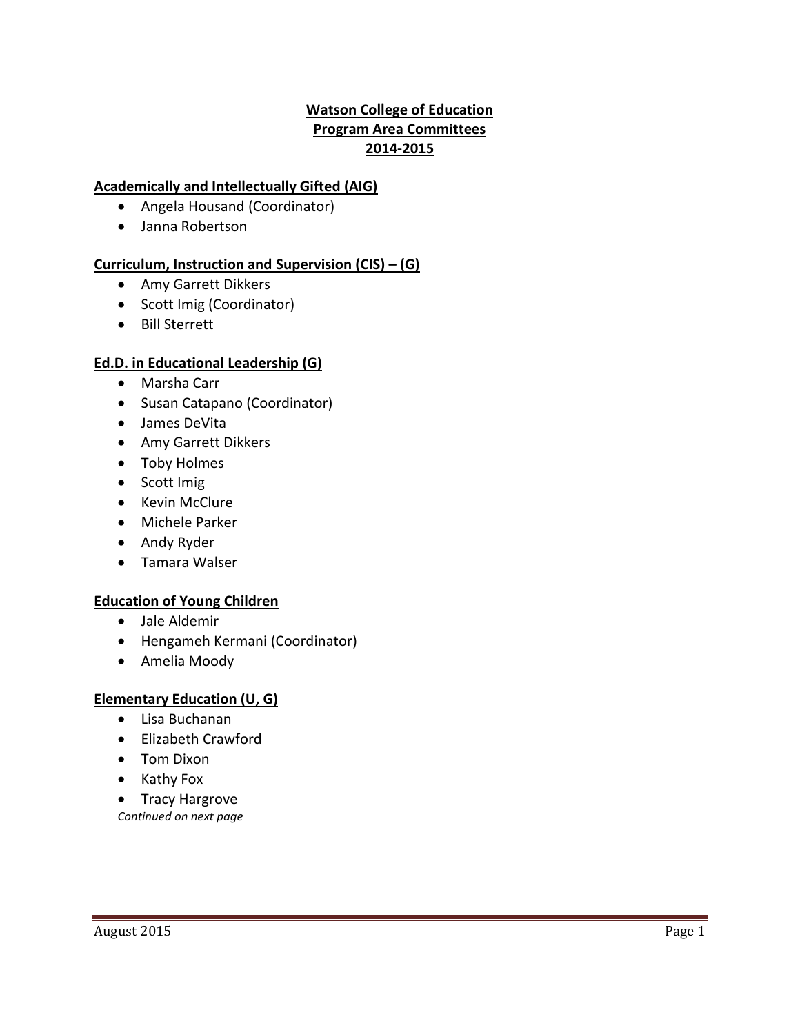# Watson College of Education
## Program Area Committees
## 2014-2015

### Academically and Intellectually Gifted (AIG)

- Angela Housand (Coordinator)
- Janna Robertson

### Curriculum, Instruction and Supervision (CIS) – (G)

- Amy Garrett Dikkers
- Scott Imig (Coordinator)
- Bill Sterrett

### Ed.D. in Educational Leadership (G)

- Marsha Carr
- Susan Catapano (Coordinator)
- James DeVita
- Amy Garrett Dikkers
- Toby Holmes
- Scott Imig
- Kevin McClure
- Michele Parker
- Andy Ryder
- Tamara Walser

### Education of Young Children

- Jale Aldemir
- Hengameh Kermani (Coordinator)
- Amelia Moody

### Elementary Education (U, G)

- Lisa Buchanan
- Elizabeth Crawford
- Tom Dixon
- Kathy Fox
- Tracy Hargrove

*Continued on next page*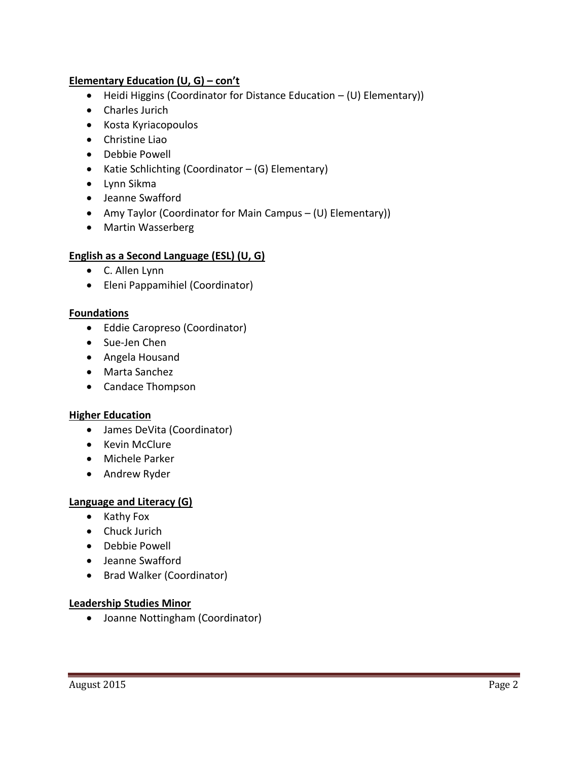**Elementary Education (U, G) – con't**

- Heidi Higgins (Coordinator for Distance Education – (U) Elementary))
- Charles Jurich
- Kosta Kyriacopoulos
- Christine Liao
- Debbie Powell
- Katie Schlichting (Coordinator – (G) Elementary)
- Lynn Sikma
- Jeanne Swafford
- Amy Taylor (Coordinator for Main Campus – (U) Elementary))
- Martin Wasserberg

**English as a Second Language (ESL) (U, G)**

- C. Allen Lynn
- Eleni Pappamihiel (Coordinator)

**Foundations**

- Eddie Caropreso (Coordinator)
- Sue-Jen Chen
- Angela Housand
- Marta Sanchez
- Candace Thompson

**Higher Education**

- James DeVita (Coordinator)
- Kevin McClure
- Michele Parker
- Andrew Ryder

**Language and Literacy (G)**

- Kathy Fox
- Chuck Jurich
- Debbie Powell
- Jeanne Swafford
- Brad Walker (Coordinator)

**Leadership Studies Minor**

- Joanne Nottingham (Coordinator)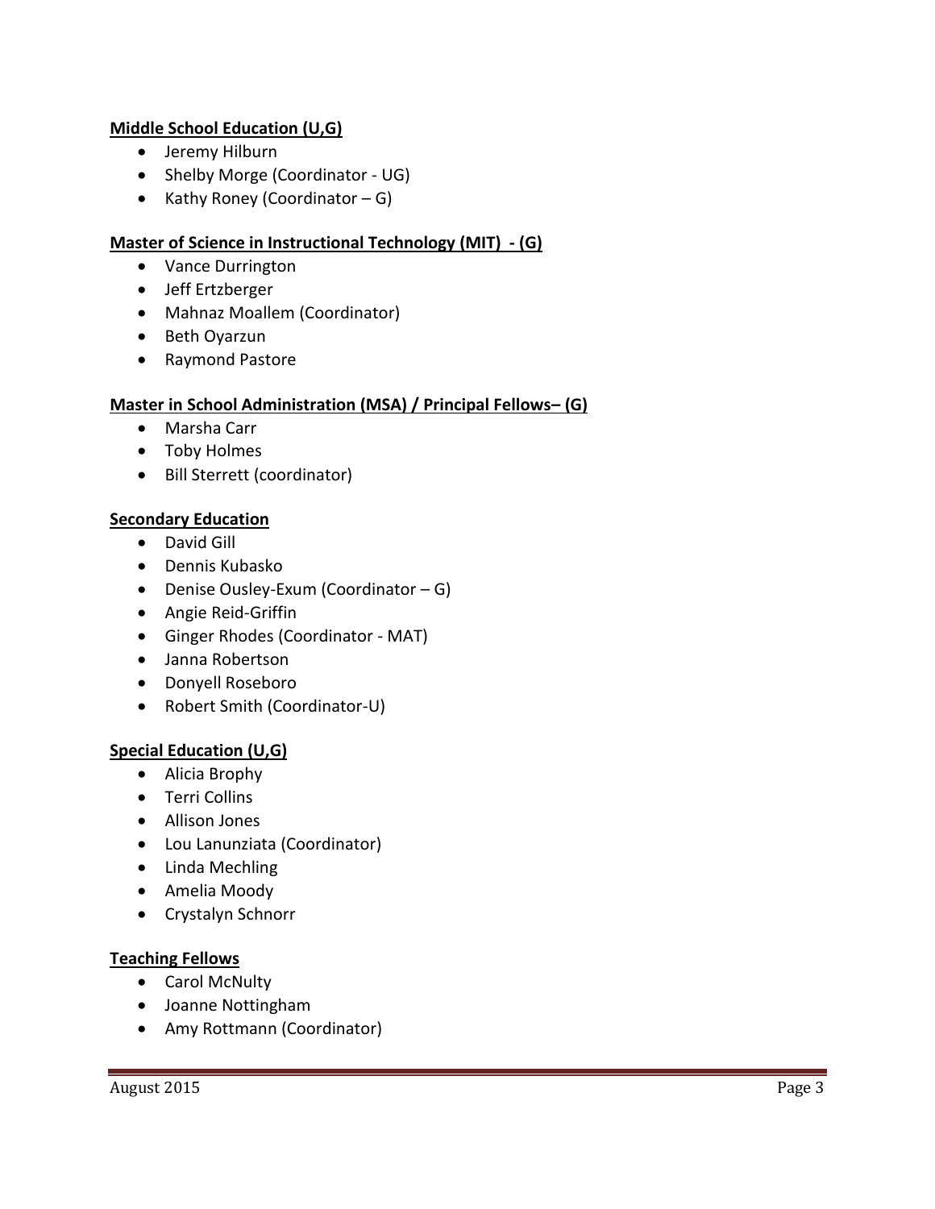**Middle School Education (U,G)**

- Jeremy Hilburn
- Shelby Morge (Coordinator - UG)
- Kathy Roney (Coordinator – G)

**Master of Science in Instructional Technology (MIT) - (G)**

- Vance Durrington
- Jeff Ertzberger
- Mahnaz Moallem (Coordinator)
- Beth Oyarzun
- Raymond Pastore

**Master in School Administration (MSA) / Principal Fellows– (G)**

- Marsha Carr
- Toby Holmes
- Bill Sterrett (coordinator)

**Secondary Education**

- David Gill
- Dennis Kubasko
- Denise Ousley-Exum (Coordinator – G)
- Angie Reid-Griffin
- Ginger Rhodes (Coordinator - MAT)
- Janna Robertson
- Donyell Roseboro
- Robert Smith (Coordinator-U)

**Special Education (U,G)**

- Alicia Brophy
- Terri Collins
- Allison Jones
- Lou Lanunziata (Coordinator)
- Linda Mechling
- Amelia Moody
- Crystalyn Schnorr

**Teaching Fellows**

- Carol McNulty
- Joanne Nottingham
- Amy Rottmann (Coordinator)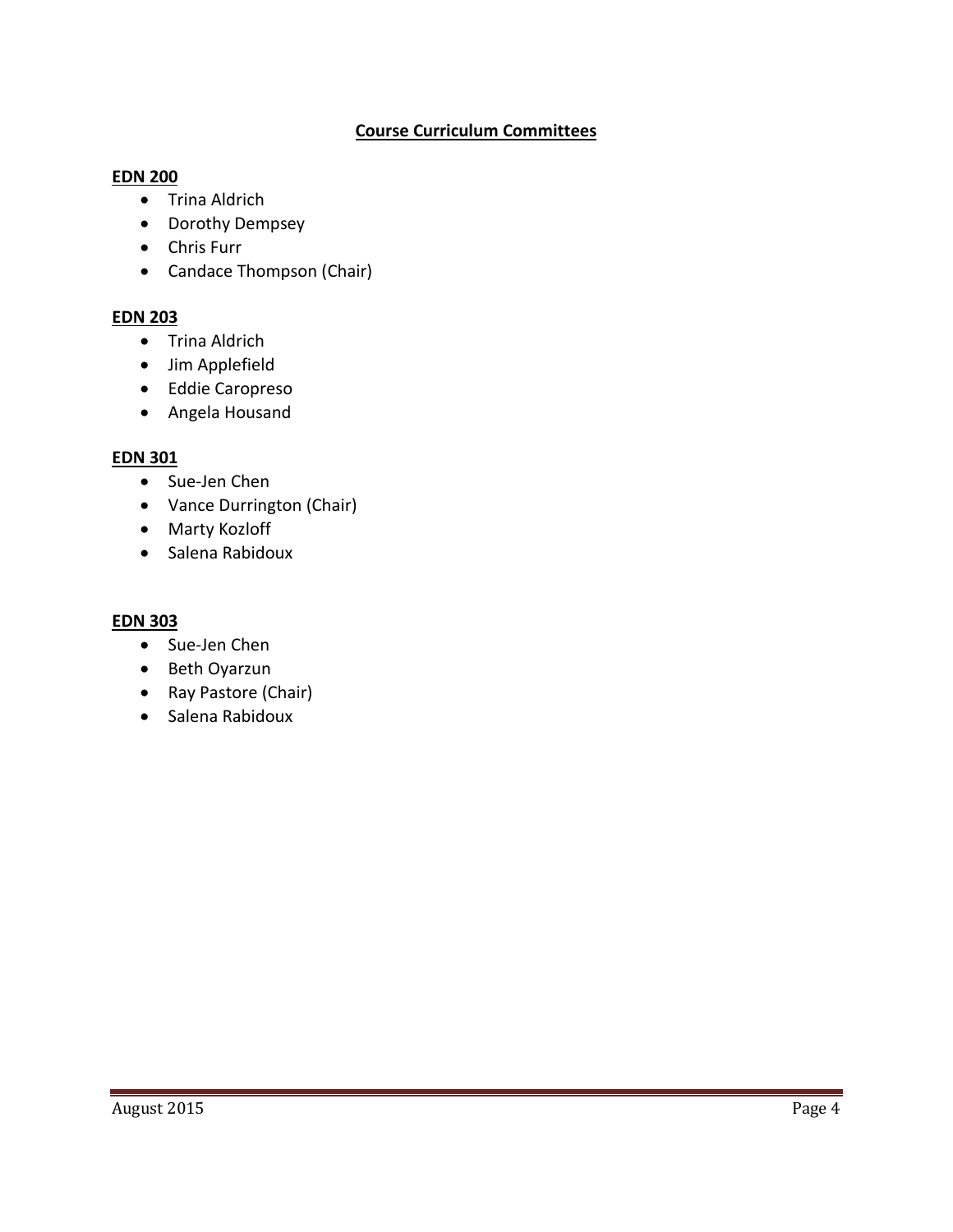## Course Curriculum Committees

### EDN 200

- Trina Aldrich
- Dorothy Dempsey
- Chris Furr
- Candace Thompson (Chair)

### EDN 203

- Trina Aldrich
- Jim Applefield
- Eddie Caropreso
- Angela Housand

### EDN 301

- Sue-Jen Chen
- Vance Durrington (Chair)
- Marty Kozloff
- Salena Rabidoux

### EDN 303

- Sue-Jen Chen
- Beth Oyarzun
- Ray Pastore (Chair)
- Salena Rabidoux